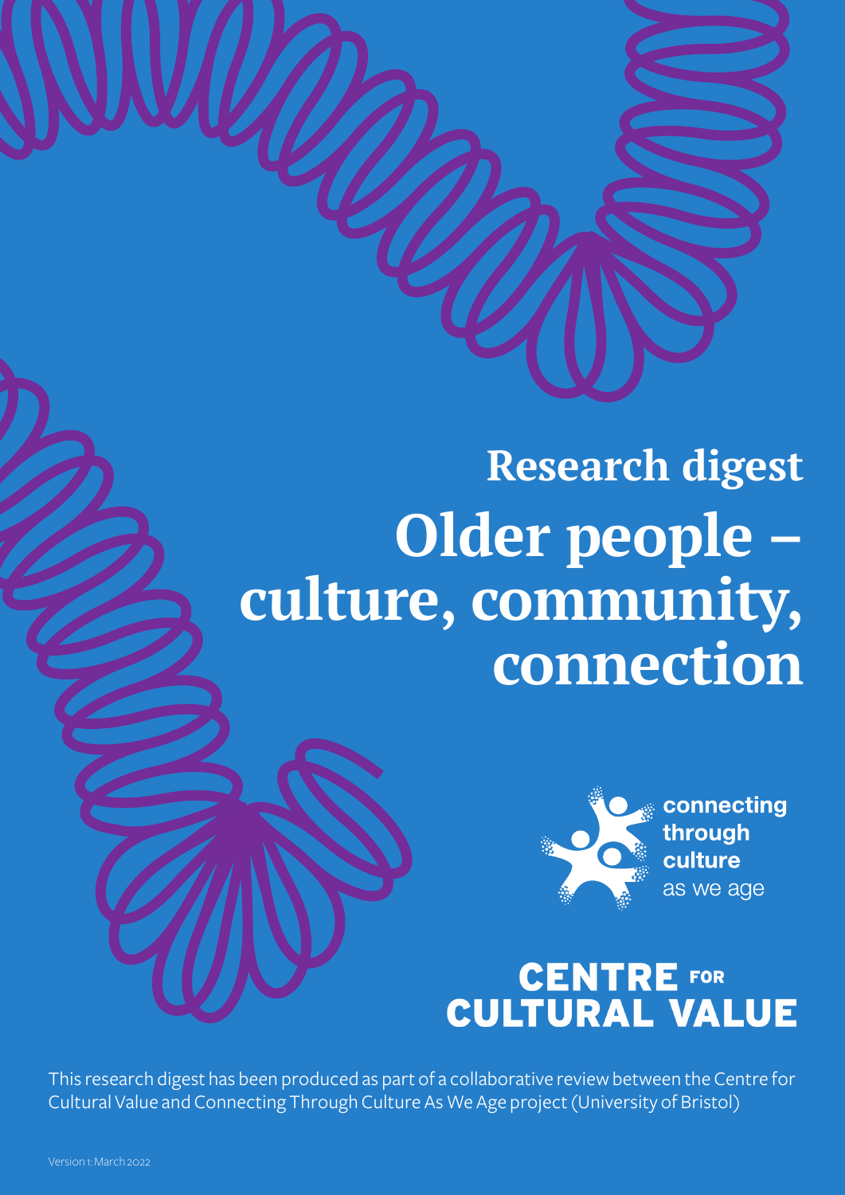# Research digest

# Older people – culture, community, connection

connecting through culture as we age

CENTRE FOR CULTURAL VALUE

This research digest has been produced as part of a collaborative review between the Centre for Cultural Value and Connecting Through Culture As We Age project (University of Bristol)

Version 1: March 2022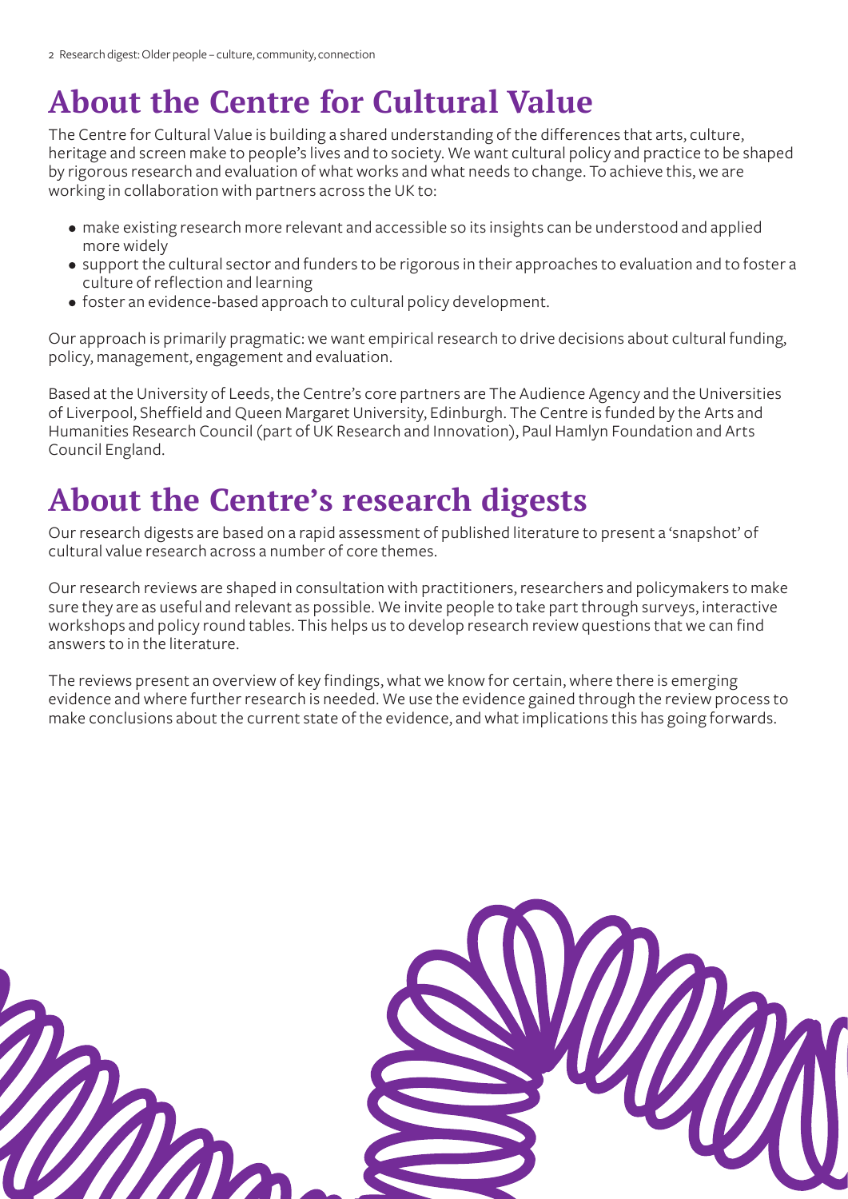# About the Centre for Cultural Value

The Centre for Cultural Value is building a shared understanding of the differences that arts, culture, heritage and screen make to people's lives and to society. We want cultural policy and practice to be shaped by rigorous research and evaluation of what works and what needs to change. To achieve this, we are working in collaboration with partners across the UK to:

- make existing research more relevant and accessible so its insights can be understood and applied more widely
- support the cultural sector and funders to be rigorous in their approaches to evaluation and to foster a culture of reflection and learning
- foster an evidence-based approach to cultural policy development.

Our approach is primarily pragmatic: we want empirical research to drive decisions about cultural funding, policy, management, engagement and evaluation.

Based at the University of Leeds, the Centre's core partners are The Audience Agency and the Universities of Liverpool, Sheffield and Queen Margaret University, Edinburgh. The Centre is funded by the Arts and Humanities Research Council (part of UK Research and Innovation), Paul Hamlyn Foundation and Arts Council England.

# About the Centre's research digests

Our research digests are based on a rapid assessment of published literature to present a 'snapshot' of cultural value research across a number of core themes.

Our research reviews are shaped in consultation with practitioners, researchers and policymakers to make sure they are as useful and relevant as possible. We invite people to take part through surveys, interactive workshops and policy round tables. This helps us to develop research review questions that we can find answers to in the literature.

The reviews present an overview of key findings, what we know for certain, where there is emerging evidence and where further research is needed. We use the evidence gained through the review process to make conclusions about the current state of the evidence, and what implications this has going forwards.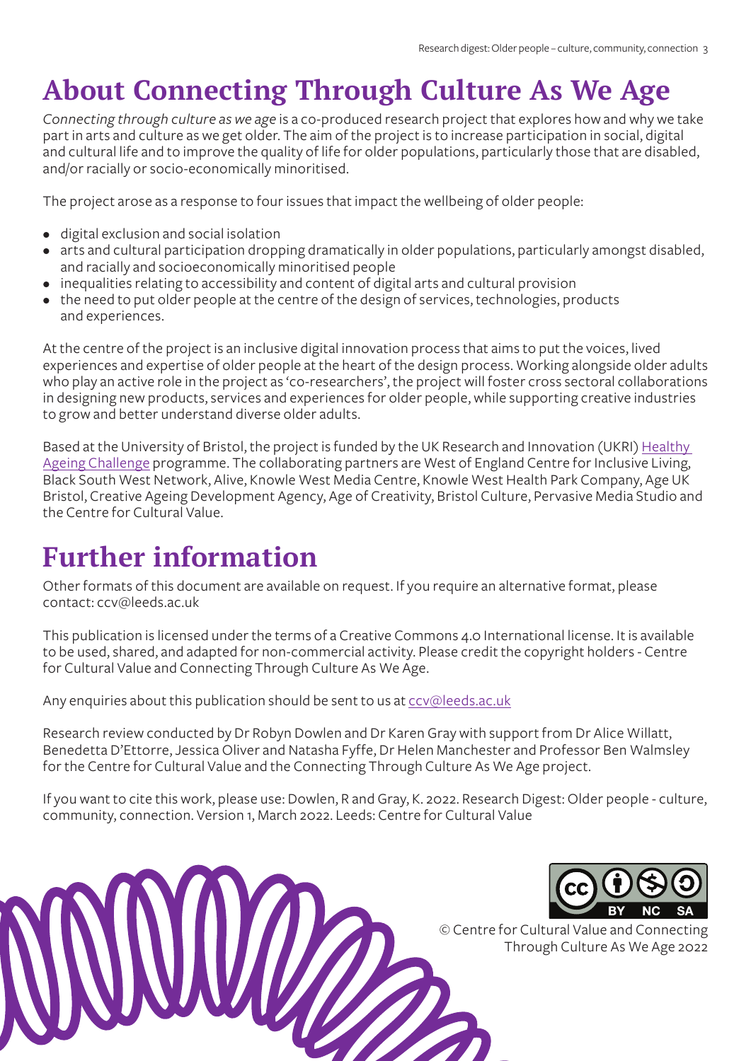# About Connecting Through Culture As We Age

*Connecting through culture as we age* is a co-produced research project that explores how and why we take part in arts and culture as we get older. The aim of the project is to increase participation in social, digital and cultural life and to improve the quality of life for older populations, particularly those that are disabled, and/or racially or socio-economically minoritised.

The project arose as a response to four issues that impact the wellbeing of older people:

- digital exclusion and social isolation
- arts and cultural participation dropping dramatically in older populations, particularly amongst disabled, and racially and socioeconomically minoritised people
- inequalities relating to accessibility and content of digital arts and cultural provision
- the need to put older people at the centre of the design of services, technologies, products and experiences.

At the centre of the project is an inclusive digital innovation process that aims to put the voices, lived experiences and expertise of older people at the heart of the design process. Working alongside older adults who play an active role in the project as 'co-researchers', the project will foster cross sectoral collaborations in designing new products, services and experiences for older people, while supporting creative industries to grow and better understand diverse older adults.

Based at the University of Bristol, the project is funded by the UK Research and Innovation (UKRI) Healthy Ageing Challenge programme. The collaborating partners are West of England Centre for Inclusive Living, Black South West Network, Alive, Knowle West Media Centre, Knowle West Health Park Company, Age UK Bristol, Creative Ageing Development Agency, Age of Creativity, Bristol Culture, Pervasive Media Studio and the Centre for Cultural Value.

# Further information

Other formats of this document are available on request. If you require an alternative format, please contact: ccv@leeds.ac.uk

This publication is licensed under the terms of a Creative Commons 4.0 International license. It is available to be used, shared, and adapted for non-commercial activity. Please credit the copyright holders - Centre for Cultural Value and Connecting Through Culture As We Age.

Any enquiries about this publication should be sent to us at ccv@leeds.ac.uk

Research review conducted by Dr Robyn Dowlen and Dr Karen Gray with support from Dr Alice Willatt, Benedetta D'Ettorre, Jessica Oliver and Natasha Fyffe, Dr Helen Manchester and Professor Ben Walmsley for the Centre for Cultural Value and the Connecting Through Culture As We Age project.

If you want to cite this work, please use: Dowlen, R and Gray, K. 2022. Research Digest: Older people - culture, community, connection. Version 1, March 2022. Leeds: Centre for Cultural Value

© Centre for Cultural Value and Connecting Through Culture As We Age 2022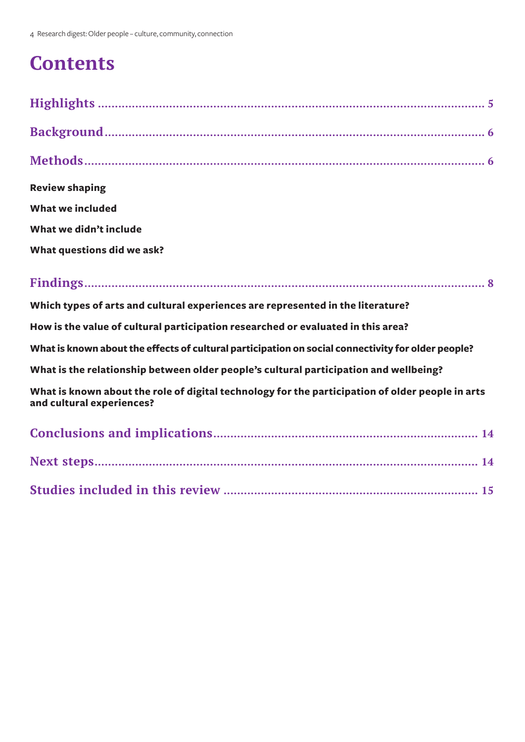# Contents

**Highlights** ..................................................................................................... 5

**Background** ..................................................................................................... 6

**Methods** ..................................................................................................... 6

**Review shaping**

**What we included**

**What we didn't include**

**What questions did we ask?**

**Findings** ..................................................................................................... 8

**Which types of arts and cultural experiences are represented in the literature?**

**How is the value of cultural participation researched or evaluated in this area?**

**What is known about the effects of cultural participation on social connectivity for older people?**

**What is the relationship between older people's cultural participation and wellbeing?**

**What is known about the role of digital technology for the participation of older people in arts and cultural experiences?**

**Conclusions and implications** ..................................................................................................... 14

**Next steps** ..................................................................................................... 14

**Studies included in this review** ..................................................................................................... 15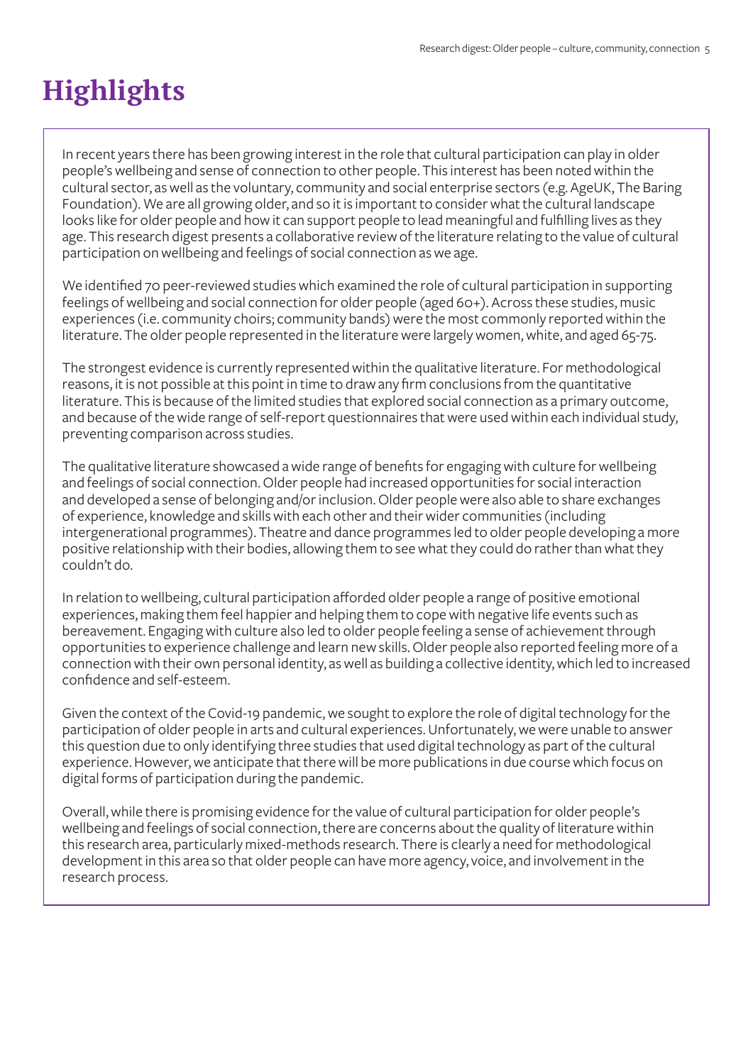# Highlights

In recent years there has been growing interest in the role that cultural participation can play in older people's wellbeing and sense of connection to other people. This interest has been noted within the cultural sector, as well as the voluntary, community and social enterprise sectors (e.g. AgeUK, The Baring Foundation). We are all growing older, and so it is important to consider what the cultural landscape looks like for older people and how it can support people to lead meaningful and fulfilling lives as they age. This research digest presents a collaborative review of the literature relating to the value of cultural participation on wellbeing and feelings of social connection as we age.

We identified 70 peer-reviewed studies which examined the role of cultural participation in supporting feelings of wellbeing and social connection for older people (aged 60+). Across these studies, music experiences (i.e. community choirs; community bands) were the most commonly reported within the literature. The older people represented in the literature were largely women, white, and aged 65-75.

The strongest evidence is currently represented within the qualitative literature. For methodological reasons, it is not possible at this point in time to draw any firm conclusions from the quantitative literature. This is because of the limited studies that explored social connection as a primary outcome, and because of the wide range of self-report questionnaires that were used within each individual study, preventing comparison across studies.

The qualitative literature showcased a wide range of benefits for engaging with culture for wellbeing and feelings of social connection. Older people had increased opportunities for social interaction and developed a sense of belonging and/or inclusion. Older people were also able to share exchanges of experience, knowledge and skills with each other and their wider communities (including intergenerational programmes). Theatre and dance programmes led to older people developing a more positive relationship with their bodies, allowing them to see what they could do rather than what they couldn't do.

In relation to wellbeing, cultural participation afforded older people a range of positive emotional experiences, making them feel happier and helping them to cope with negative life events such as bereavement. Engaging with culture also led to older people feeling a sense of achievement through opportunities to experience challenge and learn new skills. Older people also reported feeling more of a connection with their own personal identity, as well as building a collective identity, which led to increased confidence and self-esteem.

Given the context of the Covid-19 pandemic, we sought to explore the role of digital technology for the participation of older people in arts and cultural experiences. Unfortunately, we were unable to answer this question due to only identifying three studies that used digital technology as part of the cultural experience. However, we anticipate that there will be more publications in due course which focus on digital forms of participation during the pandemic.

Overall, while there is promising evidence for the value of cultural participation for older people's wellbeing and feelings of social connection, there are concerns about the quality of literature within this research area, particularly mixed-methods research. There is clearly a need for methodological development in this area so that older people can have more agency, voice, and involvement in the research process.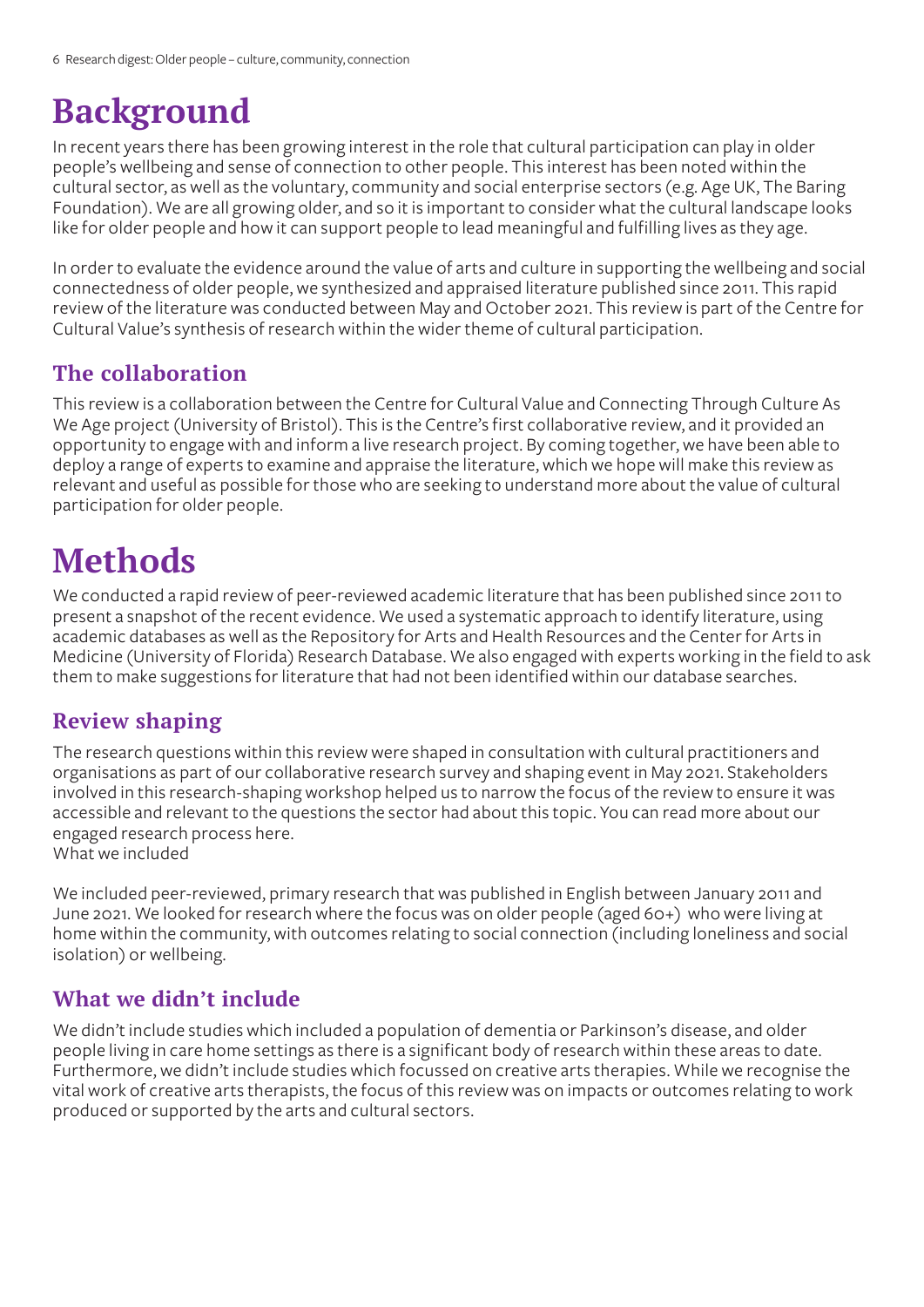# Background

In recent years there has been growing interest in the role that cultural participation can play in older people's wellbeing and sense of connection to other people. This interest has been noted within the cultural sector, as well as the voluntary, community and social enterprise sectors (e.g. Age UK, The Baring Foundation). We are all growing older, and so it is important to consider what the cultural landscape looks like for older people and how it can support people to lead meaningful and fulfilling lives as they age.

In order to evaluate the evidence around the value of arts and culture in supporting the wellbeing and social connectedness of older people, we synthesized and appraised literature published since 2011. This rapid review of the literature was conducted between May and October 2021. This review is part of the Centre for Cultural Value's synthesis of research within the wider theme of cultural participation.

## The collaboration

This review is a collaboration between the Centre for Cultural Value and Connecting Through Culture As We Age project (University of Bristol). This is the Centre's first collaborative review, and it provided an opportunity to engage with and inform a live research project. By coming together, we have been able to deploy a range of experts to examine and appraise the literature, which we hope will make this review as relevant and useful as possible for those who are seeking to understand more about the value of cultural participation for older people.

# Methods

We conducted a rapid review of peer-reviewed academic literature that has been published since 2011 to present a snapshot of the recent evidence. We used a systematic approach to identify literature, using academic databases as well as the Repository for Arts and Health Resources and the Center for Arts in Medicine (University of Florida) Research Database. We also engaged with experts working in the field to ask them to make suggestions for literature that had not been identified within our database searches.

## Review shaping

The research questions within this review were shaped in consultation with cultural practitioners and organisations as part of our collaborative research survey and shaping event in May 2021. Stakeholders involved in this research-shaping workshop helped us to narrow the focus of the review to ensure it was accessible and relevant to the questions the sector had about this topic. You can read more about our engaged research process here.

What we included

We included peer-reviewed, primary research that was published in English between January 2011 and June 2021. We looked for research where the focus was on older people (aged 60+) who were living at home within the community, with outcomes relating to social connection (including loneliness and social isolation) or wellbeing.

## What we didn't include

We didn't include studies which included a population of dementia or Parkinson's disease, and older people living in care home settings as there is a significant body of research within these areas to date. Furthermore, we didn't include studies which focussed on creative arts therapies. While we recognise the vital work of creative arts therapists, the focus of this review was on impacts or outcomes relating to work produced or supported by the arts and cultural sectors.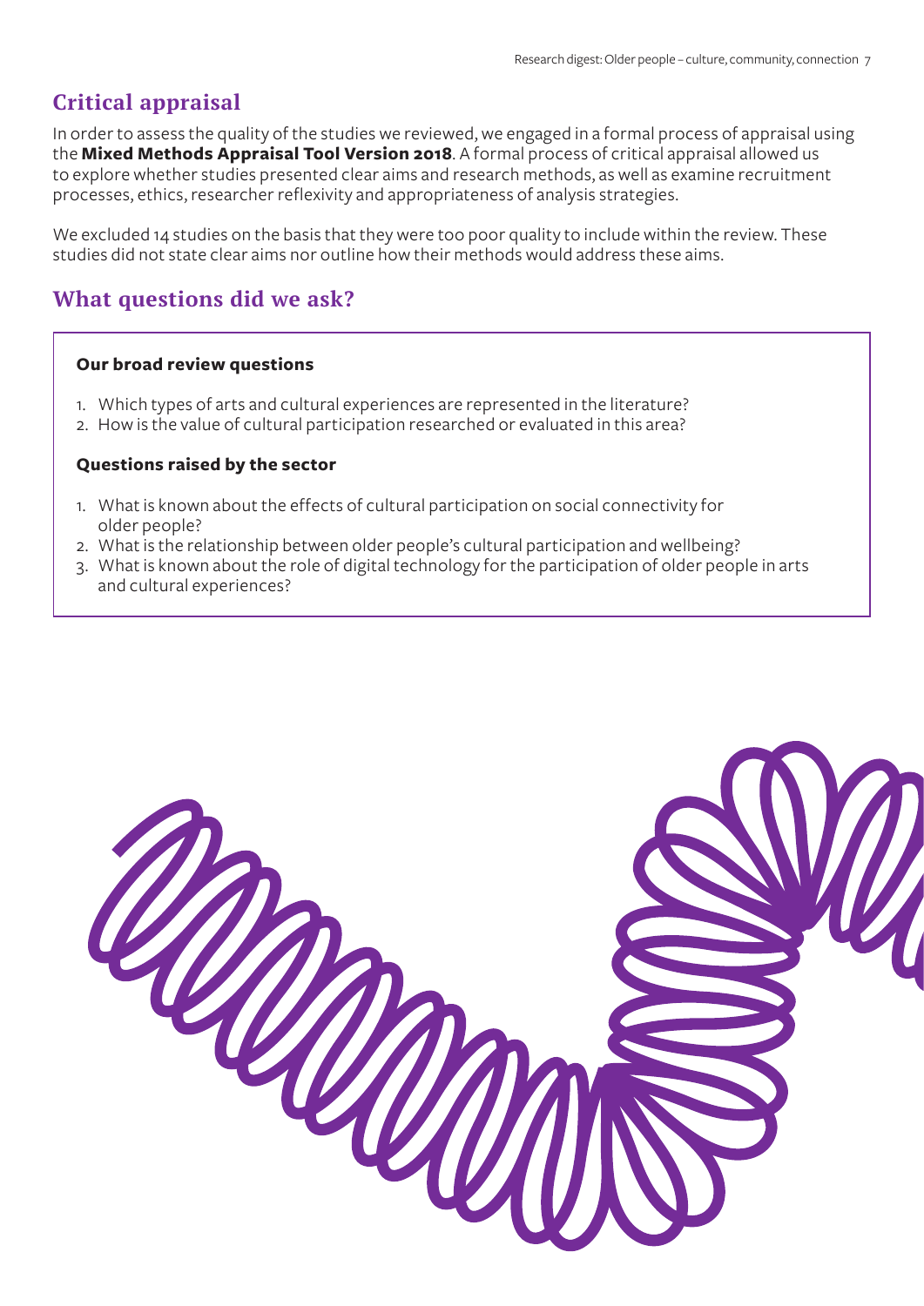## Critical appraisal

In order to assess the quality of the studies we reviewed, we engaged in a formal process of appraisal using the **Mixed Methods Appraisal Tool Version 2018**. A formal process of critical appraisal allowed us to explore whether studies presented clear aims and research methods, as well as examine recruitment processes, ethics, researcher reflexivity and appropriateness of analysis strategies.

We excluded 14 studies on the basis that they were too poor quality to include within the review. These studies did not state clear aims nor outline how their methods would address these aims.

## What questions did we ask?

**Our broad review questions**

1. Which types of arts and cultural experiences are represented in the literature?
2. How is the value of cultural participation researched or evaluated in this area?

**Questions raised by the sector**

1. What is known about the effects of cultural participation on social connectivity for older people?
2. What is the relationship between older people's cultural participation and wellbeing?
3. What is known about the role of digital technology for the participation of older people in arts and cultural experiences?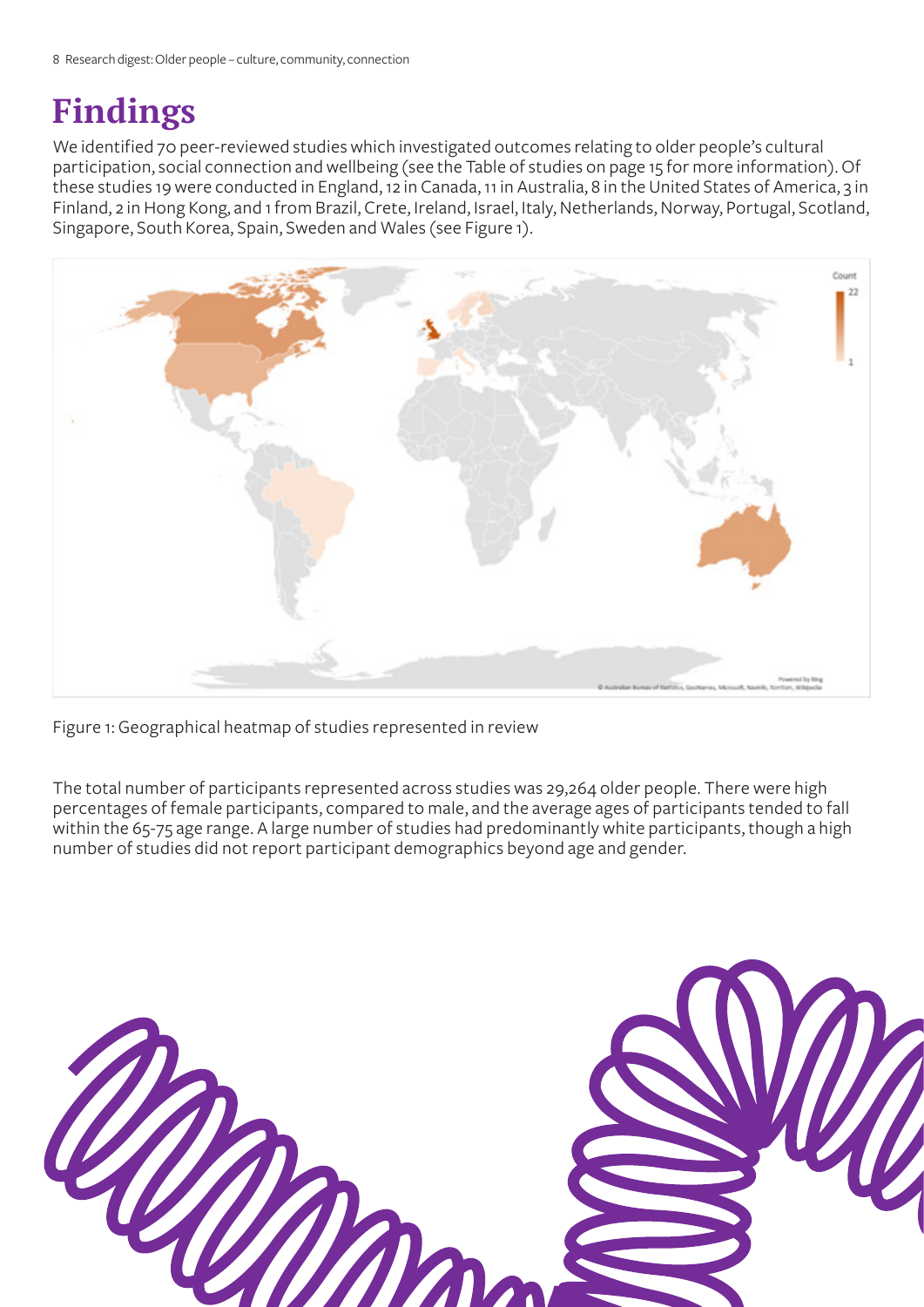# Findings

We identified 70 peer-reviewed studies which investigated outcomes relating to older people's cultural participation, social connection and wellbeing (see the Table of studies on page 15 for more information). Of these studies 19 were conducted in England, 12 in Canada, 11 in Australia, 8 in the United States of America, 3 in Finland, 2 in Hong Kong, and 1 from Brazil, Crete, Ireland, Israel, Italy, Netherlands, Norway, Portugal, Scotland, Singapore, South Korea, Spain, Sweden and Wales (see Figure 1).

Figure 1: Geographical heatmap of studies represented in review

The total number of participants represented across studies was 29,264 older people. There were high percentages of female participants, compared to male, and the average ages of participants tended to fall within the 65-75 age range. A large number of studies had predominantly white participants, though a high number of studies did not report participant demographics beyond age and gender.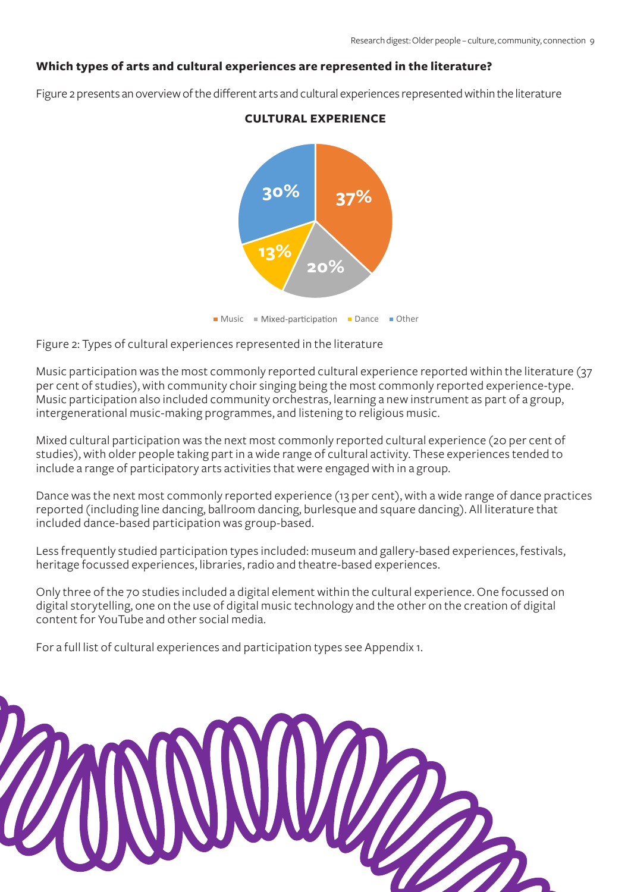**Which types of arts and cultural experiences are represented in the literature?**

Figure 2 presents an overview of the different arts and cultural experiences represented within the literature

**CULTURAL EXPERIENCE**

| Type | Percentage |
|---|---|
| Music | 37% |
| Mixed-participation | 20% |
| Dance | 13% |
| Other | 30% |

Figure 2: Types of cultural experiences represented in the literature

Music participation was the most commonly reported cultural experience reported within the literature (37 per cent of studies), with community choir singing being the most commonly reported experience-type. Music participation also included community orchestras, learning a new instrument as part of a group, intergenerational music-making programmes, and listening to religious music.

Mixed cultural participation was the next most commonly reported cultural experience (20 per cent of studies), with older people taking part in a wide range of cultural activity. These experiences tended to include a range of participatory arts activities that were engaged with in a group.

Dance was the next most commonly reported experience (13 per cent), with a wide range of dance practices reported (including line dancing, ballroom dancing, burlesque and square dancing). All literature that included dance-based participation was group-based.

Less frequently studied participation types included: museum and gallery-based experiences, festivals, heritage focussed experiences, libraries, radio and theatre-based experiences.

Only three of the 70 studies included a digital element within the cultural experience. One focussed on digital storytelling, one on the use of digital music technology and the other on the creation of digital content for YouTube and other social media.

For a full list of cultural experiences and participation types see Appendix 1.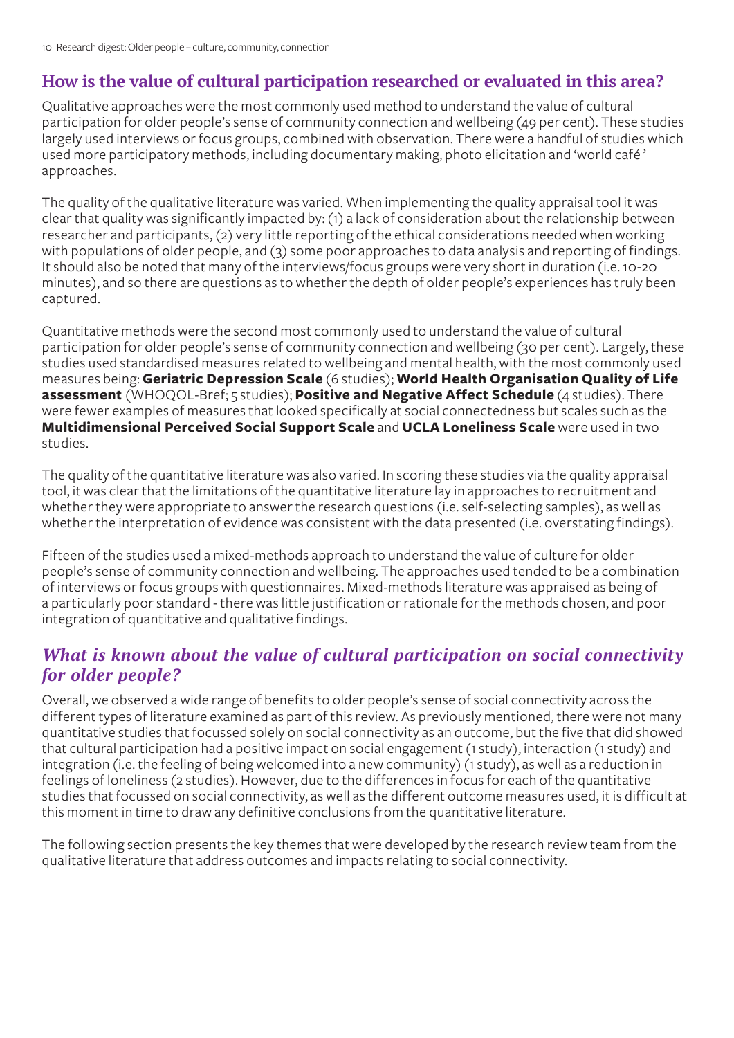## How is the value of cultural participation researched or evaluated in this area?

Qualitative approaches were the most commonly used method to understand the value of cultural participation for older people's sense of community connection and wellbeing (49 per cent). These studies largely used interviews or focus groups, combined with observation. There were a handful of studies which used more participatory methods, including documentary making, photo elicitation and 'world café' approaches.

The quality of the qualitative literature was varied. When implementing the quality appraisal tool it was clear that quality was significantly impacted by: (1) a lack of consideration about the relationship between researcher and participants, (2) very little reporting of the ethical considerations needed when working with populations of older people, and (3) some poor approaches to data analysis and reporting of findings. It should also be noted that many of the interviews/focus groups were very short in duration (i.e. 10-20 minutes), and so there are questions as to whether the depth of older people's experiences has truly been captured.

Quantitative methods were the second most commonly used to understand the value of cultural participation for older people's sense of community connection and wellbeing (30 per cent). Largely, these studies used standardised measures related to wellbeing and mental health, with the most commonly used measures being: **Geriatric Depression Scale** (6 studies); **World Health Organisation Quality of Life assessment** (WHOQOL-Bref; 5 studies); **Positive and Negative Affect Schedule** (4 studies). There were fewer examples of measures that looked specifically at social connectedness but scales such as the **Multidimensional Perceived Social Support Scale** and **UCLA Loneliness Scale** were used in two studies.

The quality of the quantitative literature was also varied. In scoring these studies via the quality appraisal tool, it was clear that the limitations of the quantitative literature lay in approaches to recruitment and whether they were appropriate to answer the research questions (i.e. self-selecting samples), as well as whether the interpretation of evidence was consistent with the data presented (i.e. overstating findings).

Fifteen of the studies used a mixed-methods approach to understand the value of culture for older people's sense of community connection and wellbeing. The approaches used tended to be a combination of interviews or focus groups with questionnaires. Mixed-methods literature was appraised as being of a particularly poor standard - there was little justification or rationale for the methods chosen, and poor integration of quantitative and qualitative findings.

## *What is known about the value of cultural participation on social connectivity for older people?*

Overall, we observed a wide range of benefits to older people's sense of social connectivity across the different types of literature examined as part of this review. As previously mentioned, there were not many quantitative studies that focussed solely on social connectivity as an outcome, but the five that did showed that cultural participation had a positive impact on social engagement (1 study), interaction (1 study) and integration (i.e. the feeling of being welcomed into a new community) (1 study), as well as a reduction in feelings of loneliness (2 studies). However, due to the differences in focus for each of the quantitative studies that focussed on social connectivity, as well as the different outcome measures used, it is difficult at this moment in time to draw any definitive conclusions from the quantitative literature.

The following section presents the key themes that were developed by the research review team from the qualitative literature that address outcomes and impacts relating to social connectivity.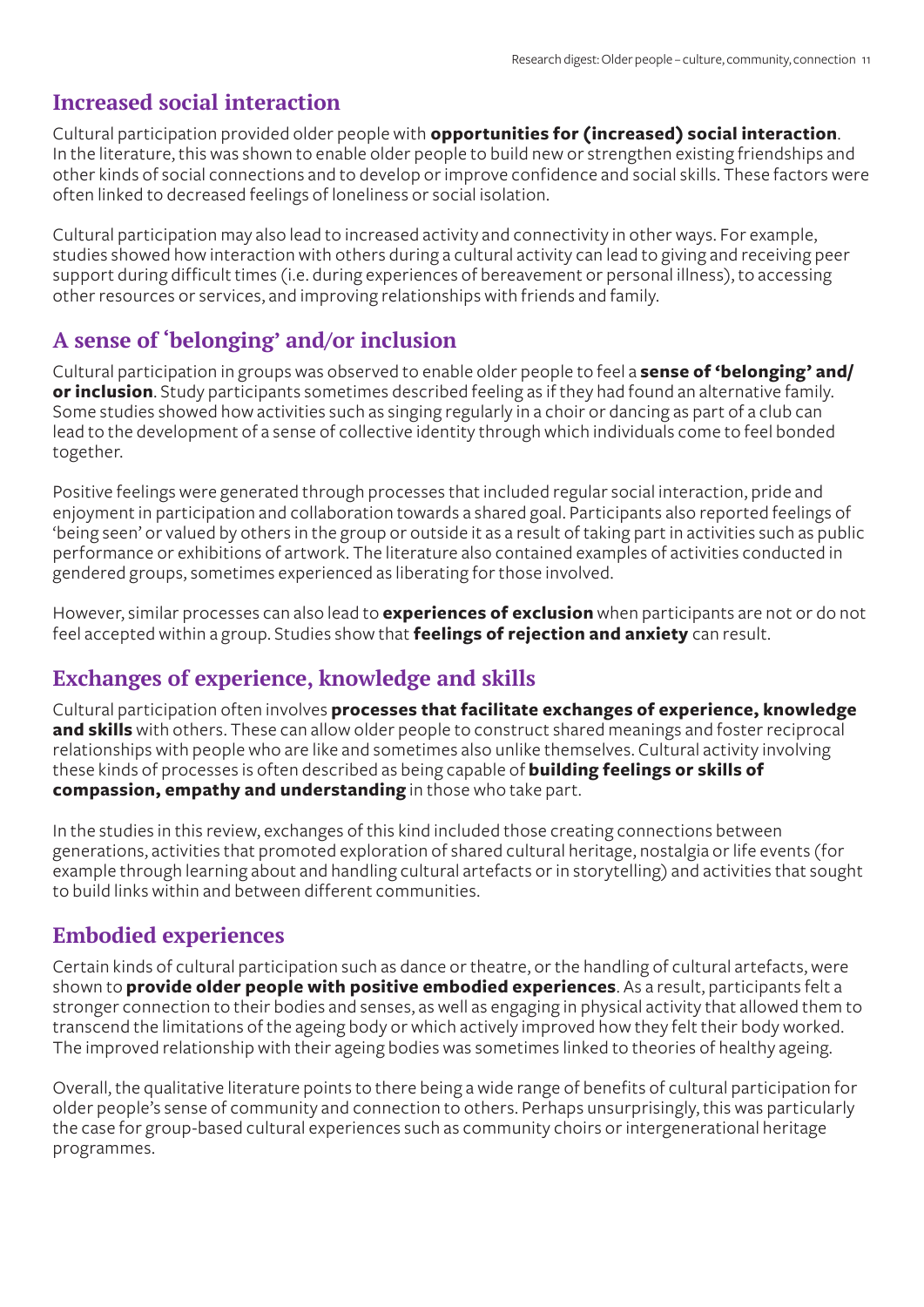## Increased social interaction

Cultural participation provided older people with **opportunities for (increased) social interaction**. In the literature, this was shown to enable older people to build new or strengthen existing friendships and other kinds of social connections and to develop or improve confidence and social skills. These factors were often linked to decreased feelings of loneliness or social isolation.

Cultural participation may also lead to increased activity and connectivity in other ways. For example, studies showed how interaction with others during a cultural activity can lead to giving and receiving peer support during difficult times (i.e. during experiences of bereavement or personal illness), to accessing other resources or services, and improving relationships with friends and family.

## A sense of 'belonging' and/or inclusion

Cultural participation in groups was observed to enable older people to feel a **sense of 'belonging' and/or inclusion**. Study participants sometimes described feeling as if they had found an alternative family. Some studies showed how activities such as singing regularly in a choir or dancing as part of a club can lead to the development of a sense of collective identity through which individuals come to feel bonded together.

Positive feelings were generated through processes that included regular social interaction, pride and enjoyment in participation and collaboration towards a shared goal. Participants also reported feelings of 'being seen' or valued by others in the group or outside it as a result of taking part in activities such as public performance or exhibitions of artwork. The literature also contained examples of activities conducted in gendered groups, sometimes experienced as liberating for those involved.

However, similar processes can also lead to **experiences of exclusion** when participants are not or do not feel accepted within a group. Studies show that **feelings of rejection and anxiety** can result.

## Exchanges of experience, knowledge and skills

Cultural participation often involves **processes that facilitate exchanges of experience, knowledge and skills** with others. These can allow older people to construct shared meanings and foster reciprocal relationships with people who are like and sometimes also unlike themselves. Cultural activity involving these kinds of processes is often described as being capable of **building feelings or skills of compassion, empathy and understanding** in those who take part.

In the studies in this review, exchanges of this kind included those creating connections between generations, activities that promoted exploration of shared cultural heritage, nostalgia or life events (for example through learning about and handling cultural artefacts or in storytelling) and activities that sought to build links within and between different communities.

## Embodied experiences

Certain kinds of cultural participation such as dance or theatre, or the handling of cultural artefacts, were shown to **provide older people with positive embodied experiences**. As a result, participants felt a stronger connection to their bodies and senses, as well as engaging in physical activity that allowed them to transcend the limitations of the ageing body or which actively improved how they felt their body worked. The improved relationship with their ageing bodies was sometimes linked to theories of healthy ageing.

Overall, the qualitative literature points to there being a wide range of benefits of cultural participation for older people's sense of community and connection to others. Perhaps unsurprisingly, this was particularly the case for group-based cultural experiences such as community choirs or intergenerational heritage programmes.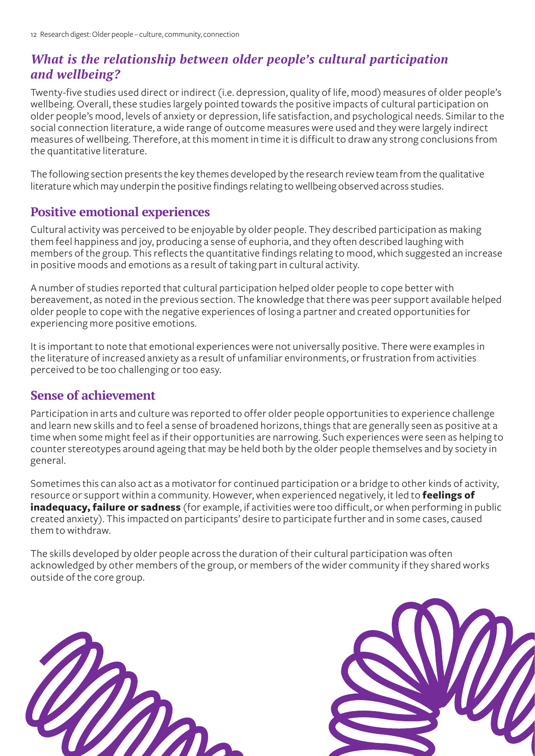## *What is the relationship between older people's cultural participation and wellbeing?*

Twenty-five studies used direct or indirect (i.e. depression, quality of life, mood) measures of older people's wellbeing. Overall, these studies largely pointed towards the positive impacts of cultural participation on older people's mood, levels of anxiety or depression, life satisfaction, and psychological needs. Similar to the social connection literature, a wide range of outcome measures were used and they were largely indirect measures of wellbeing. Therefore, at this moment in time it is difficult to draw any strong conclusions from the quantitative literature.

The following section presents the key themes developed by the research review team from the qualitative literature which may underpin the positive findings relating to wellbeing observed across studies.

### Positive emotional experiences

Cultural activity was perceived to be enjoyable by older people. They described participation as making them feel happiness and joy, producing a sense of euphoria, and they often described laughing with members of the group. This reflects the quantitative findings relating to mood, which suggested an increase in positive moods and emotions as a result of taking part in cultural activity.

A number of studies reported that cultural participation helped older people to cope better with bereavement, as noted in the previous section. The knowledge that there was peer support available helped older people to cope with the negative experiences of losing a partner and created opportunities for experiencing more positive emotions.

It is important to note that emotional experiences were not universally positive. There were examples in the literature of increased anxiety as a result of unfamiliar environments, or frustration from activities perceived to be too challenging or too easy.

### Sense of achievement

Participation in arts and culture was reported to offer older people opportunities to experience challenge and learn new skills and to feel a sense of broadened horizons, things that are generally seen as positive at a time when some might feel as if their opportunities are narrowing. Such experiences were seen as helping to counter stereotypes around ageing that may be held both by the older people themselves and by society in general.

Sometimes this can also act as a motivator for continued participation or a bridge to other kinds of activity, resource or support within a community. However, when experienced negatively, it led to **feelings of inadequacy, failure or sadness** (for example, if activities were too difficult, or when performing in public created anxiety). This impacted on participants' desire to participate further and in some cases, caused them to withdraw.

The skills developed by older people across the duration of their cultural participation was often acknowledged by other members of the group, or members of the wider community if they shared works outside of the core group.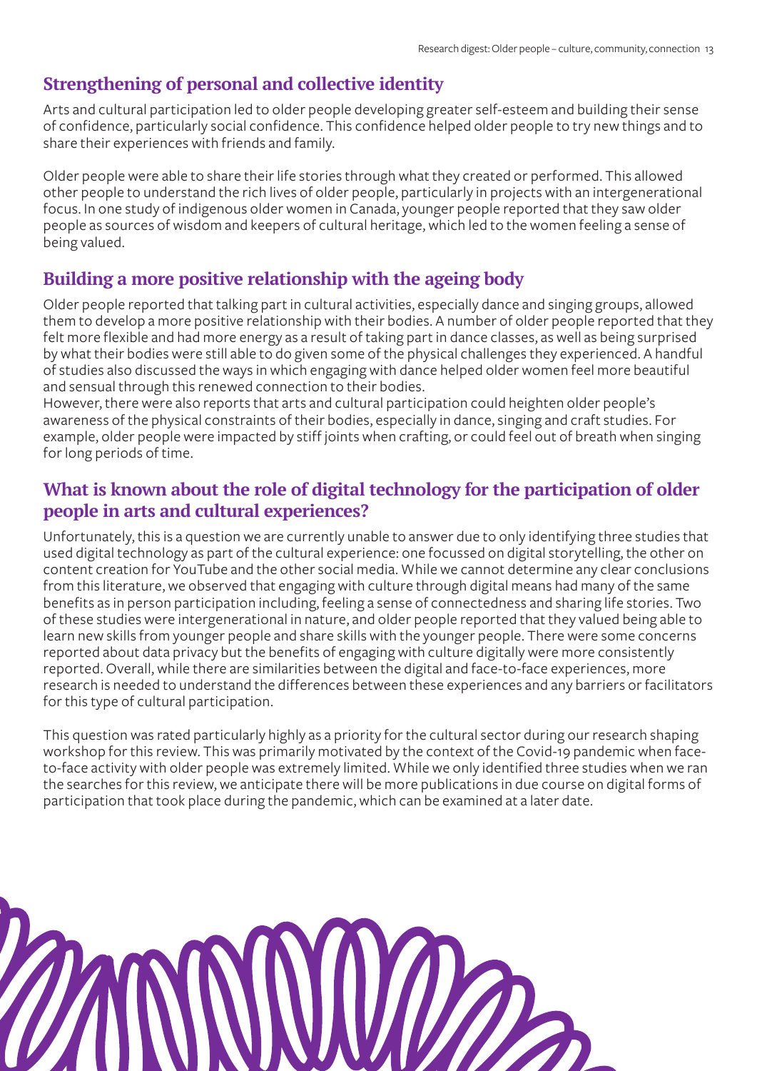## Strengthening of personal and collective identity

Arts and cultural participation led to older people developing greater self-esteem and building their sense of confidence, particularly social confidence. This confidence helped older people to try new things and to share their experiences with friends and family.

Older people were able to share their life stories through what they created or performed. This allowed other people to understand the rich lives of older people, particularly in projects with an intergenerational focus. In one study of indigenous older women in Canada, younger people reported that they saw older people as sources of wisdom and keepers of cultural heritage, which led to the women feeling a sense of being valued.

## Building a more positive relationship with the ageing body

Older people reported that talking part in cultural activities, especially dance and singing groups, allowed them to develop a more positive relationship with their bodies. A number of older people reported that they felt more flexible and had more energy as a result of taking part in dance classes, as well as being surprised by what their bodies were still able to do given some of the physical challenges they experienced. A handful of studies also discussed the ways in which engaging with dance helped older women feel more beautiful and sensual through this renewed connection to their bodies.
However, there were also reports that arts and cultural participation could heighten older people's awareness of the physical constraints of their bodies, especially in dance, singing and craft studies. For example, older people were impacted by stiff joints when crafting, or could feel out of breath when singing for long periods of time.

## What is known about the role of digital technology for the participation of older people in arts and cultural experiences?

Unfortunately, this is a question we are currently unable to answer due to only identifying three studies that used digital technology as part of the cultural experience: one focussed on digital storytelling, the other on content creation for YouTube and the other social media. While we cannot determine any clear conclusions from this literature, we observed that engaging with culture through digital means had many of the same benefits as in person participation including, feeling a sense of connectedness and sharing life stories. Two of these studies were intergenerational in nature, and older people reported that they valued being able to learn new skills from younger people and share skills with the younger people. There were some concerns reported about data privacy but the benefits of engaging with culture digitally were more consistently reported. Overall, while there are similarities between the digital and face-to-face experiences, more research is needed to understand the differences between these experiences and any barriers or facilitators for this type of cultural participation.

This question was rated particularly highly as a priority for the cultural sector during our research shaping workshop for this review. This was primarily motivated by the context of the Covid-19 pandemic when face-to-face activity with older people was extremely limited. While we only identified three studies when we ran the searches for this review, we anticipate there will be more publications in due course on digital forms of participation that took place during the pandemic, which can be examined at a later date.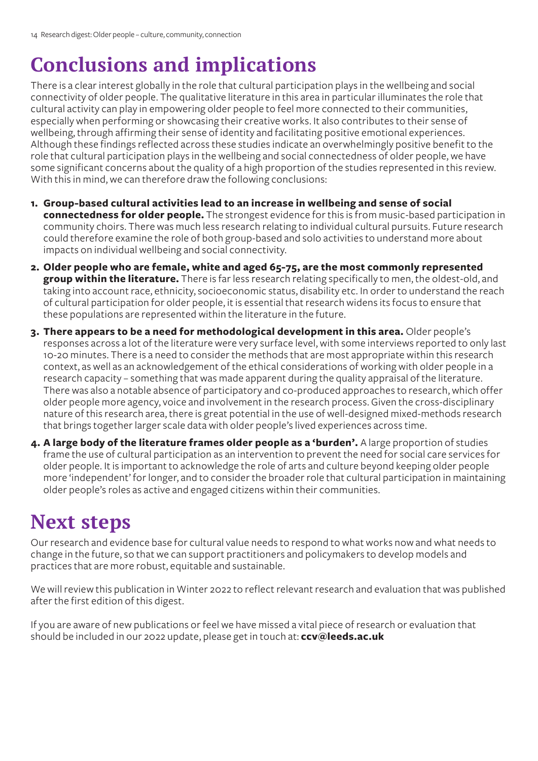# Conclusions and implications

There is a clear interest globally in the role that cultural participation plays in the wellbeing and social connectivity of older people. The qualitative literature in this area in particular illuminates the role that cultural activity can play in empowering older people to feel more connected to their communities, especially when performing or showcasing their creative works. It also contributes to their sense of wellbeing, through affirming their sense of identity and facilitating positive emotional experiences. Although these findings reflected across these studies indicate an overwhelmingly positive benefit to the role that cultural participation plays in the wellbeing and social connectedness of older people, we have some significant concerns about the quality of a high proportion of the studies represented in this review. With this in mind, we can therefore draw the following conclusions:

1. **Group-based cultural activities lead to an increase in wellbeing and sense of social connectedness for older people.** The strongest evidence for this is from music-based participation in community choirs. There was much less research relating to individual cultural pursuits. Future research could therefore examine the role of both group-based and solo activities to understand more about impacts on individual wellbeing and social connectivity.
2. **Older people who are female, white and aged 65-75, are the most commonly represented group within the literature.** There is far less research relating specifically to men, the oldest-old, and taking into account race, ethnicity, socioeconomic status, disability etc. In order to understand the reach of cultural participation for older people, it is essential that research widens its focus to ensure that these populations are represented within the literature in the future.
3. **There appears to be a need for methodological development in this area.** Older people's responses across a lot of the literature were very surface level, with some interviews reported to only last 10-20 minutes. There is a need to consider the methods that are most appropriate within this research context, as well as an acknowledgement of the ethical considerations of working with older people in a research capacity – something that was made apparent during the quality appraisal of the literature. There was also a notable absence of participatory and co-produced approaches to research, which offer older people more agency, voice and involvement in the research process. Given the cross-disciplinary nature of this research area, there is great potential in the use of well-designed mixed-methods research that brings together larger scale data with older people's lived experiences across time.
4. **A large body of the literature frames older people as a 'burden'.** A large proportion of studies frame the use of cultural participation as an intervention to prevent the need for social care services for older people. It is important to acknowledge the role of arts and culture beyond keeping older people more 'independent' for longer, and to consider the broader role that cultural participation in maintaining older people's roles as active and engaged citizens within their communities.

# Next steps

Our research and evidence base for cultural value needs to respond to what works now and what needs to change in the future, so that we can support practitioners and policymakers to develop models and practices that are more robust, equitable and sustainable.

We will review this publication in Winter 2022 to reflect relevant research and evaluation that was published after the first edition of this digest.

If you are aware of new publications or feel we have missed a vital piece of research or evaluation that should be included in our 2022 update, please get in touch at: **ccv@leeds.ac.uk**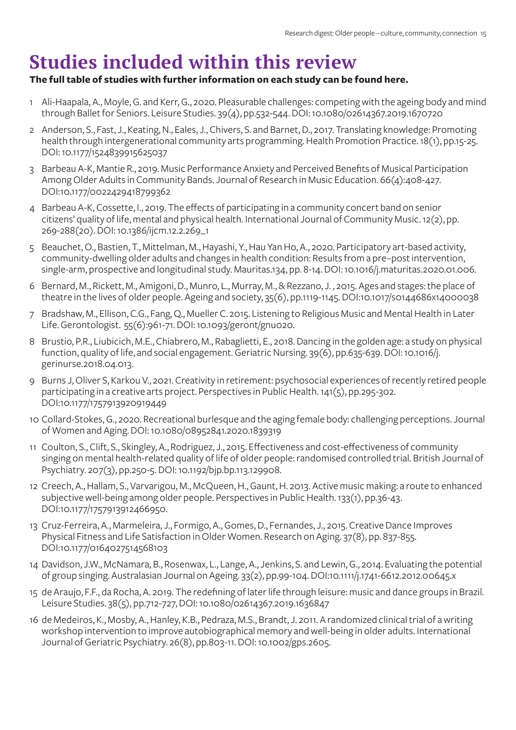# Studies included within this review

**The full table of studies with further information on each study can be found here.**

1. Ali-Haapala, A., Moyle, G. and Kerr, G., 2020. Pleasurable challenges: competing with the ageing body and mind through Ballet for Seniors. Leisure Studies. 39(4), pp.532-544. DOI: 10.1080/02614367.2019.1670720
2. Anderson, S., Fast, J., Keating, N., Eales, J., Chivers, S. and Barnet, D., 2017. Translating knowledge: Promoting health through intergenerational community arts programming. Health Promotion Practice. 18(1), pp.15-25. DOI: 10.1177/1524839915625037
3. Barbeau A-K, Mantie R., 2019. Music Performance Anxiety and Perceived Benefits of Musical Participation Among Older Adults in Community Bands. Journal of Research in Music Education. 66(4):408-427. DOI:10.1177/0022429418799362
4. Barbeau A-K, Cossette, I., 2019. The effects of participating in a community concert band on senior citizens' quality of life, mental and physical health. International Journal of Community Music. 12(2), pp. 269-288(20). DOI: 10.1386/ijcm.12.2.269_1
5. Beauchet, O., Bastien, T., Mittelman, M., Hayashi, Y., Hau Yan Ho, A., 2020. Participatory art-based activity, community-dwelling older adults and changes in health condition: Results from a pre–post intervention, single-arm, prospective and longitudinal study. Mauritas.134, pp. 8-14. DOI: 10.1016/j.maturitas.2020.01.006.
6. Bernard, M., Rickett, M., Amigoni, D., Munro, L., Murray, M., & Rezzano, J. , 2015. Ages and stages: the place of theatre in the lives of older people. Ageing and society, 35(6), pp.1119-1145. DOI:10.1017/s0144686x14000038
7. Bradshaw, M., Ellison, C.G., Fang, Q., Mueller C. 2015. Listening to Religious Music and Mental Health in Later Life. Gerontologist. 55(6):961-71. DOI: 10.1093/geront/gnu020.
8. Brustio, P.R., Liubicich, M.E., Chiabrero, M., Rabaglietti, E., 2018. Dancing in the golden age: a study on physical function, quality of life, and social engagement. Geriatric Nursing. 39(6), pp.635-639. DOI: 10.1016/j.gerinurse.2018.04.013.
9. Burns J, Oliver S, Karkou V., 2021. Creativity in retirement: psychosocial experiences of recently retired people participating in a creative arts project. Perspectives in Public Health. 141(5), pp.295-302. DOI:10.1177/1757913920919449
10. Collard-Stokes, G., 2020. Recreational burlesque and the aging female body: challenging perceptions. Journal of Women and Aging. DOI: 10.1080/08952841.2020.1839319
11. Coulton, S., Clift, S., Skingley, A., Rodriguez, J., 2015. Effectiveness and cost-effectiveness of community singing on mental health-related quality of life of older people: randomised controlled trial. British Journal of Psychiatry. 207(3), pp.250-5. DOI: 10.1192/bjp.bp.113.129908.
12. Creech, A., Hallam, S., Varvarigou, M., McQueen, H., Gaunt, H. 2013. Active music making: a route to enhanced subjective well-being among older people. Perspectives in Public Health. 133(1), pp.36-43. DOI:10.1177/1757913912466950.
13. Cruz-Ferreira, A., Marmeleira, J., Formigo, A., Gomes, D., Fernandes, J., 2015. Creative Dance Improves Physical Fitness and Life Satisfaction in Older Women. Research on Aging. 37(8), pp. 837-855. DOI:10.1177/0164027514568103
14. Davidson, J.W., McNamara, B., Rosenwax, L., Lange, A., Jenkins, S. and Lewin, G., 2014. Evaluating the potential of group singing. Australasian Journal on Ageing. 33(2), pp.99-104. DOI:10.1111/j.1741-6612.2012.00645.x
15. de Araujo, F.F., da Rocha, A. 2019. The redefining of later life through leisure: music and dance groups in Brazil. Leisure Studies. 38(5), pp.712-727, DOI: 10.1080/02614367.2019.1636847
16. de Medeiros, K., Mosby, A., Hanley, K.B., Pedraza, M.S., Brandt, J. 2011. A randomized clinical trial of a writing workshop intervention to improve autobiographical memory and well-being in older adults. International Journal of Geriatric Psychiatry. 26(8), pp.803-11. DOI: 10.1002/gps.2605.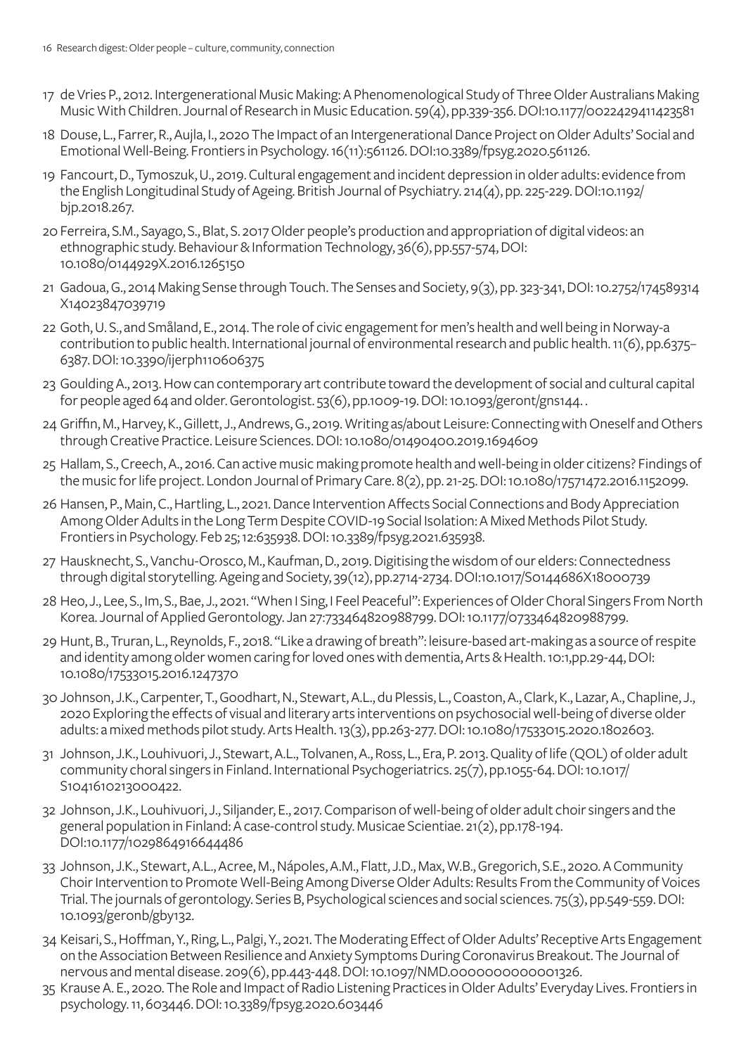17 de Vries P., 2012. Intergenerational Music Making: A Phenomenological Study of Three Older Australians Making Music With Children. Journal of Research in Music Education. 59(4), pp.339-356. DOI:10.1177/0022429411423581

18 Douse, L., Farrer, R., Aujla, I., 2020 The Impact of an Intergenerational Dance Project on Older Adults' Social and Emotional Well-Being. Frontiers in Psychology. 16(11):561126. DOI:10.3389/fpsyg.2020.561126.

19 Fancourt, D., Tymoszuk, U., 2019. Cultural engagement and incident depression in older adults: evidence from the English Longitudinal Study of Ageing. British Journal of Psychiatry. 214(4), pp. 225-229. DOI:10.1192/bjp.2018.267.

20 Ferreira, S.M., Sayago, S., Blat, S. 2017 Older people's production and appropriation of digital videos: an ethnographic study. Behaviour & Information Technology, 36(6), pp.557-574, DOI: 10.1080/0144929X.2016.1265150

21 Gadoua, G., 2014 Making Sense through Touch. The Senses and Society, 9(3), pp. 323-341, DOI: 10.2752/174589314X14023847039719

22 Goth, U. S., and Småland, E., 2014. The role of civic engagement for men's health and well being in Norway-a contribution to public health. International journal of environmental research and public health. 11(6), pp.6375–6387. DOI: 10.3390/ijerph110606375

23 Goulding A., 2013. How can contemporary art contribute toward the development of social and cultural capital for people aged 64 and older. Gerontologist. 53(6), pp.1009-19. DOI: 10.1093/geront/gns144. .

24 Griffin, M., Harvey, K., Gillett, J., Andrews, G., 2019. Writing as/about Leisure: Connecting with Oneself and Others through Creative Practice. Leisure Sciences. DOI: 10.1080/01490400.2019.1694609

25 Hallam, S., Creech, A., 2016. Can active music making promote health and well-being in older citizens? Findings of the music for life project. London Journal of Primary Care. 8(2), pp. 21-25. DOI: 10.1080/17571472.2016.1152099.

26 Hansen, P., Main, C., Hartling, L., 2021. Dance Intervention Affects Social Connections and Body Appreciation Among Older Adults in the Long Term Despite COVID-19 Social Isolation: A Mixed Methods Pilot Study. Frontiers in Psychology. Feb 25; 12:635938. DOI: 10.3389/fpsyg.2021.635938.

27 Hausknecht, S., Vanchu-Orosco, M., Kaufman, D., 2019. Digitising the wisdom of our elders: Connectedness through digital storytelling. Ageing and Society, 39(12), pp.2714-2734. DOI:10.1017/S0144686X18000739

28 Heo, J., Lee, S., Im, S., Bae, J., 2021. "When I Sing, I Feel Peaceful": Experiences of Older Choral Singers From North Korea. Journal of Applied Gerontology. Jan 27:733464820988799. DOI: 10.1177/0733464820988799.

29 Hunt, B., Truran, L., Reynolds, F., 2018. "Like a drawing of breath": leisure-based art-making as a source of respite and identity among older women caring for loved ones with dementia, Arts & Health. 10:1,pp.29-44, DOI: 10.1080/17533015.2016.1247370

30 Johnson, J.K., Carpenter, T., Goodhart, N., Stewart, A.L., du Plessis, L., Coaston, A., Clark, K., Lazar, A., Chapline, J., 2020 Exploring the effects of visual and literary arts interventions on psychosocial well-being of diverse older adults: a mixed methods pilot study. Arts Health. 13(3), pp.263-277. DOI: 10.1080/17533015.2020.1802603.

31 Johnson, J.K., Louhivuori, J., Stewart, A.L., Tolvanen, A., Ross, L., Era, P. 2013. Quality of life (QOL) of older adult community choral singers in Finland. International Psychogeriatrics. 25(7), pp.1055-64. DOI: 10.1017/S1041610213000422.

32 Johnson, J.K., Louhivuori, J., Siljander, E., 2017. Comparison of well-being of older adult choir singers and the general population in Finland: A case-control study. Musicae Scientiae. 21(2), pp.178-194. DOI:10.1177/1029864916644486

33 Johnson, J.K., Stewart, A.L., Acree, M., Nápoles, A.M., Flatt, J.D., Max, W.B., Gregorich, S.E., 2020. A Community Choir Intervention to Promote Well-Being Among Diverse Older Adults: Results From the Community of Voices Trial. The journals of gerontology. Series B, Psychological sciences and social sciences. 75(3), pp.549-559. DOI: 10.1093/geronb/gby132.

34 Keisari, S., Hoffman, Y., Ring, L., Palgi, Y., 2021. The Moderating Effect of Older Adults' Receptive Arts Engagement on the Association Between Resilience and Anxiety Symptoms During Coronavirus Breakout. The Journal of nervous and mental disease. 209(6), pp.443-448. DOI: 10.1097/NMD.0000000000001326.

35 Krause A. E., 2020. The Role and Impact of Radio Listening Practices in Older Adults' Everyday Lives. Frontiers in psychology. 11, 603446. DOI: 10.3389/fpsyg.2020.603446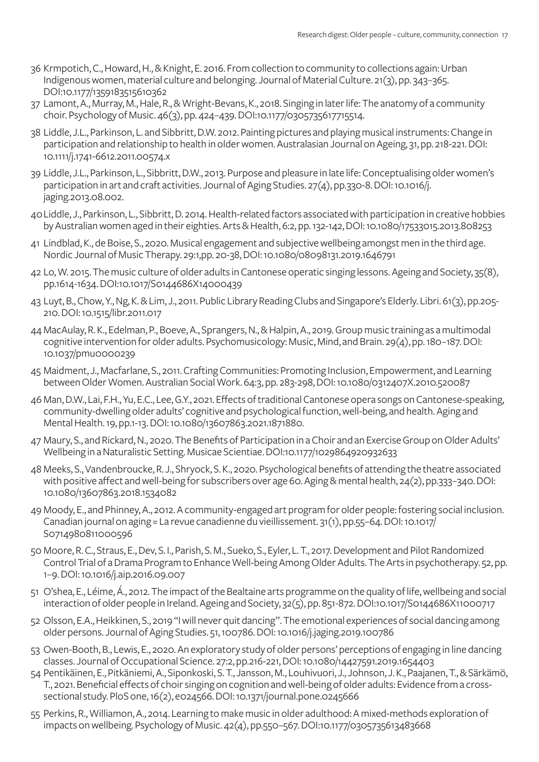36 Krmpotich, C., Howard, H., & Knight, E. 2016. From collection to community to collections again: Urban Indigenous women, material culture and belonging. Journal of Material Culture. 21(3), pp. 343–365. DOI:10.1177/1359183515610362

37 Lamont, A., Murray, M., Hale, R., & Wright-Bevans, K., 2018. Singing in later life: The anatomy of a community choir. Psychology of Music. 46(3), pp. 424–439. DOI:10.1177/0305735617715514.

38 Liddle, J.L., Parkinson, L. and Sibbritt, D.W. 2012. Painting pictures and playing musical instruments: Change in participation and relationship to health in older women. Australasian Journal on Ageing, 31, pp. 218-221. DOI: 10.1111/j.1741-6612.2011.00574.x

39 Liddle, J.L., Parkinson, L., Sibbritt, D.W., 2013. Purpose and pleasure in late life: Conceptualising older women's participation in art and craft activities. Journal of Aging Studies. 27(4), pp.330-8. DOI: 10.1016/j.jaging.2013.08.002.

40 Liddle, J., Parkinson, L., Sibbritt, D. 2014. Health-related factors associated with participation in creative hobbies by Australian women aged in their eighties. Arts & Health, 6:2, pp. 132-142, DOI: 10.1080/17533015.2013.808253

41 Lindblad, K., de Boise, S., 2020. Musical engagement and subjective wellbeing amongst men in the third age. Nordic Journal of Music Therapy. 29:1,pp. 20-38, DOI: 10.1080/08098131.2019.1646791

42 Lo, W. 2015. The music culture of older adults in Cantonese operatic singing lessons. Ageing and Society, 35(8), pp.1614-1634. DOI:10.1017/S0144686X14000439

43 Luyt, B., Chow, Y., Ng, K. & Lim, J., 2011. Public Library Reading Clubs and Singapore's Elderly. Libri. 61(3), pp.205-210. DOI: 10.1515/libr.2011.017

44 MacAulay, R. K., Edelman, P., Boeve, A., Sprangers, N., & Halpin, A., 2019. Group music training as a multimodal cognitive intervention for older adults. Psychomusicology: Music, Mind, and Brain. 29(4), pp. 180–187. DOI: 10.1037/pmu0000239

45 Maidment, J., Macfarlane, S., 2011. Crafting Communities: Promoting Inclusion, Empowerment, and Learning between Older Women. Australian Social Work. 64:3, pp. 283-298, DOI: 10.1080/0312407X.2010.520087

46 Man, D.W., Lai, F.H., Yu, E.C., Lee, G.Y., 2021. Effects of traditional Cantonese opera songs on Cantonese-speaking, community-dwelling older adults' cognitive and psychological function, well-being, and health. Aging and Mental Health. 19, pp.1-13. DOI: 10.1080/13607863.2021.1871880.

47 Maury, S., and Rickard, N., 2020. The Benefits of Participation in a Choir and an Exercise Group on Older Adults' Wellbeing in a Naturalistic Setting. Musicae Scientiae. DOI:10.1177/1029864920932633

48 Meeks, S., Vandenbroucke, R. J., Shryock, S. K., 2020. Psychological benefits of attending the theatre associated with positive affect and well-being for subscribers over age 60. Aging & mental health, 24(2), pp.333–340. DOI: 10.1080/13607863.2018.1534082

49 Moody, E., and Phinney, A., 2012. A community-engaged art program for older people: fostering social inclusion. Canadian journal on aging = La revue canadienne du vieillissement. 31(1), pp.55–64. DOI: 10.1017/S0714980811000596

50 Moore, R. C., Straus, E., Dev, S. I., Parish, S. M., Sueko, S., Eyler, L. T., 2017. Development and Pilot Randomized Control Trial of a Drama Program to Enhance Well-being Among Older Adults. The Arts in psychotherapy. 52, pp. 1–9. DOI: 10.1016/j.aip.2016.09.007

51 O'shea, E., Léime, Á., 2012. The impact of the Bealtaine arts programme on the quality of life, wellbeing and social interaction of older people in Ireland. Ageing and Society, 32(5), pp. 851-872. DOI:10.1017/S0144686X11000717

52 Olsson, E.A., Heikkinen, S., 2019 "I will never quit dancing". The emotional experiences of social dancing among older persons. Journal of Aging Studies. 51, 100786. DOI: 10.1016/j.jaging.2019.100786

53 Owen-Booth, B., Lewis, E., 2020. An exploratory study of older persons' perceptions of engaging in line dancing classes. Journal of Occupational Science. 27:2, pp.216-221, DOI: 10.1080/14427591.2019.1654403

54 Pentikäinen, E., Pitkäniemi, A., Siponkoski, S. T., Jansson, M., Louhivuori, J., Johnson, J. K., Paajanen, T., & Särkämö, T., 2021. Beneficial effects of choir singing on cognition and well-being of older adults: Evidence from a cross-sectional study. PloS one, 16(2), e024566. DOI: 10.1371/journal.pone.0245666

55 Perkins, R., Williamon, A., 2014. Learning to make music in older adulthood: A mixed-methods exploration of impacts on wellbeing. Psychology of Music. 42(4), pp.550–567. DOI:10.1177/0305735613483668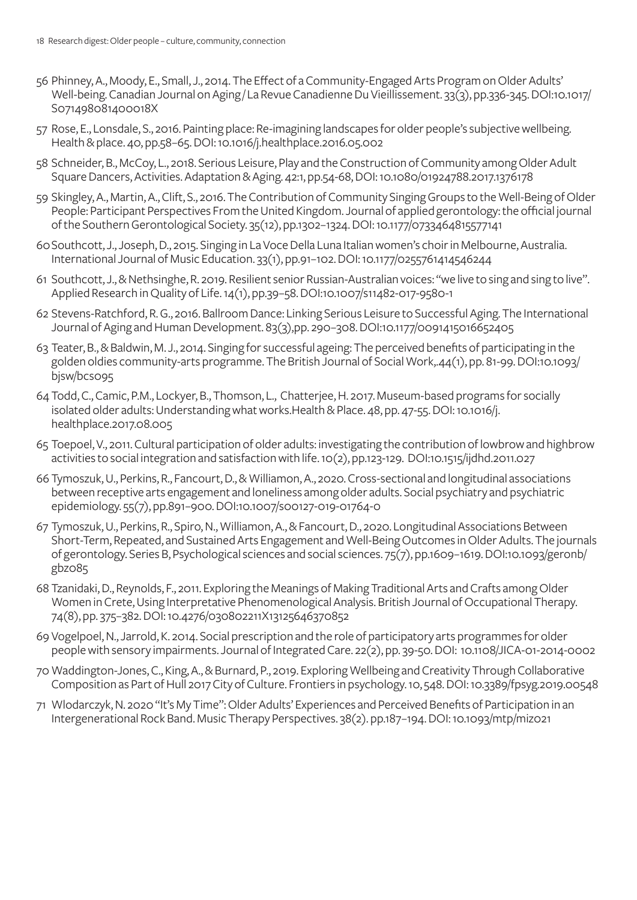56 Phinney, A., Moody, E., Small, J., 2014. The Effect of a Community-Engaged Arts Program on Older Adults' Well-being. Canadian Journal on Aging / La Revue Canadienne Du Vieillissement. 33(3), pp.336-345. DOI:10.1017/S071498081400018X

57 Rose, E., Lonsdale, S., 2016. Painting place: Re-imagining landscapes for older people's subjective wellbeing. Health & place. 40, pp.58–65. DOI: 10.1016/j.healthplace.2016.05.002

58 Schneider, B., McCoy, L., 2018. Serious Leisure, Play and the Construction of Community among Older Adult Square Dancers, Activities. Adaptation & Aging. 42:1, pp.54-68, DOI: 10.1080/01924788.2017.1376178

59 Skingley, A., Martin, A., Clift, S., 2016. The Contribution of Community Singing Groups to the Well-Being of Older People: Participant Perspectives From the United Kingdom. Journal of applied gerontology: the official journal of the Southern Gerontological Society. 35(12), pp.1302–1324. DOI: 10.1177/0733464815577141

60 Southcott, J., Joseph, D., 2015. Singing in La Voce Della Luna Italian women's choir in Melbourne, Australia. International Journal of Music Education. 33(1), pp.91–102. DOI: 10.1177/0255761414546244

61 Southcott, J., & Nethsinghe, R. 2019. Resilient senior Russian-Australian voices: "we live to sing and sing to live". Applied Research in Quality of Life. 14(1), pp.39–58. DOI:10.1007/s11482-017-9580-1

62 Stevens-Ratchford, R. G., 2016. Ballroom Dance: Linking Serious Leisure to Successful Aging. The International Journal of Aging and Human Development. 83(3),pp. 290–308. DOI:10.1177/0091415016652405

63 Teater, B., & Baldwin, M. J., 2014. Singing for successful ageing: The perceived benefits of participating in the golden oldies community-arts programme. The British Journal of Social Work,.44(1), pp. 81-99. DOI:10.1093/bjsw/bcs095

64 Todd, C., Camic, P.M., Lockyer, B., Thomson, L., Chatterjee, H. 2017. Museum-based programs for socially isolated older adults: Understanding what works.Health & Place. 48, pp. 47-55. DOI: 10.1016/j.healthplace.2017.08.005

65 Toepoel, V., 2011. Cultural participation of older adults: investigating the contribution of lowbrow and highbrow activities to social integration and satisfaction with life. 10(2), pp.123-129. DOI:10.1515/ijdhd.2011.027

66 Tymoszuk, U., Perkins, R., Fancourt, D., & Williamon, A., 2020. Cross-sectional and longitudinal associations between receptive arts engagement and loneliness among older adults. Social psychiatry and psychiatric epidemiology. 55(7), pp.891–900. DOI:10.1007/s00127-019-01764-0

67 Tymoszuk, U., Perkins, R., Spiro, N., Williamon, A., & Fancourt, D., 2020. Longitudinal Associations Between Short-Term, Repeated, and Sustained Arts Engagement and Well-Being Outcomes in Older Adults. The journals of gerontology. Series B, Psychological sciences and social sciences. 75(7), pp.1609–1619. DOI:10.1093/geronb/gbz085

68 Tzanidaki, D., Reynolds, F., 2011. Exploring the Meanings of Making Traditional Arts and Crafts among Older Women in Crete, Using Interpretative Phenomenological Analysis. British Journal of Occupational Therapy. 74(8), pp. 375–382. DOI: 10.4276/030802211X13125646370852

69 Vogelpoel, N., Jarrold, K. 2014. Social prescription and the role of participatory arts programmes for older people with sensory impairments. Journal of Integrated Care. 22(2), pp. 39-50. DOI: 10.1108/JICA-01-2014-0002

70 Waddington-Jones, C., King, A., & Burnard, P., 2019. Exploring Wellbeing and Creativity Through Collaborative Composition as Part of Hull 2017 City of Culture. Frontiers in psychology. 10, 548. DOI: 10.3389/fpsyg.2019.00548

71 Wlodarczyk, N. 2020 "It's My Time": Older Adults' Experiences and Perceived Benefits of Participation in an Intergenerational Rock Band. Music Therapy Perspectives. 38(2). pp.187–194. DOI: 10.1093/mtp/miz021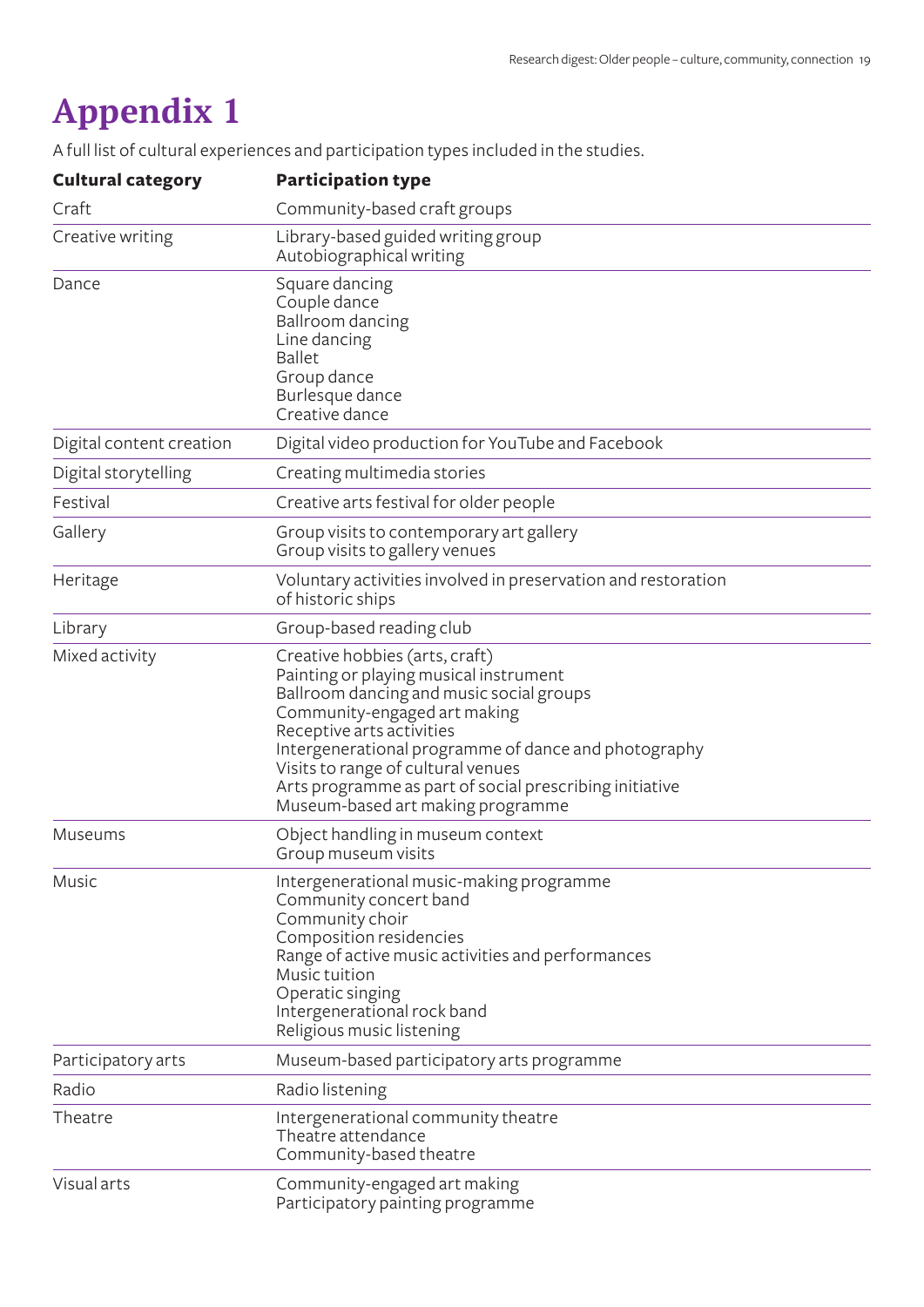# Appendix 1

A full list of cultural experiences and participation types included in the studies.

| Cultural category | Participation type |
|---|---|
| Craft | Community-based craft groups |
| Creative writing | Library-based guided writing group<br>Autobiographical writing |
| Dance | Square dancing<br>Couple dance<br>Ballroom dancing<br>Line dancing<br>Ballet<br>Group dance<br>Burlesque dance<br>Creative dance |
| Digital content creation | Digital video production for YouTube and Facebook |
| Digital storytelling | Creating multimedia stories |
| Festival | Creative arts festival for older people |
| Gallery | Group visits to contemporary art gallery<br>Group visits to gallery venues |
| Heritage | Voluntary activities involved in preservation and restoration of historic ships |
| Library | Group-based reading club |
| Mixed activity | Creative hobbies (arts, craft)<br>Painting or playing musical instrument<br>Ballroom dancing and music social groups<br>Community-engaged art making<br>Receptive arts activities<br>Intergenerational programme of dance and photography<br>Visits to range of cultural venues<br>Arts programme as part of social prescribing initiative<br>Museum-based art making programme |
| Museums | Object handling in museum context<br>Group museum visits |
| Music | Intergenerational music-making programme<br>Community concert band<br>Community choir<br>Composition residencies<br>Range of active music activities and performances<br>Music tuition<br>Operatic singing<br>Intergenerational rock band<br>Religious music listening |
| Participatory arts | Museum-based participatory arts programme |
| Radio | Radio listening |
| Theatre | Intergenerational community theatre<br>Theatre attendance<br>Community-based theatre |
| Visual arts | Community-engaged art making<br>Participatory painting programme |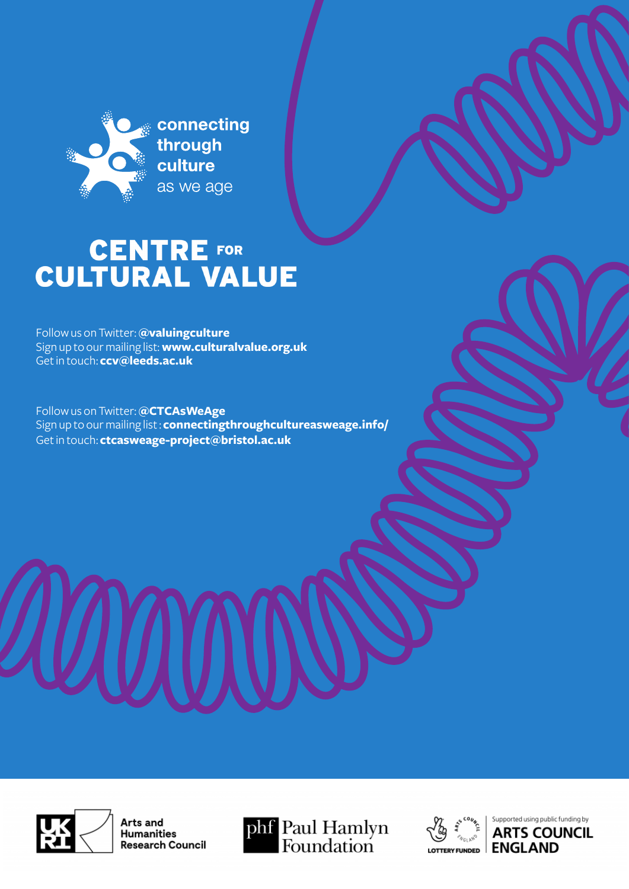connecting through culture as we age

**CENTRE FOR CULTURAL VALUE**

Follow us on Twitter: **@valuingculture**
Sign up to our mailing list: **www.culturalvalue.org.uk**
Get in touch: **ccv@leeds.ac.uk**

Follow us on Twitter: **@CTCAsWeAge**
Sign up to our mailing list : **connectingthroughcultureasweage.info/**
Get in touch: **ctcasweage-project@bristol.ac.uk**

UKRI Arts and Humanities Research Council

phf Paul Hamlyn Foundation

LOTTERY FUNDED

Supported using public funding by ARTS COUNCIL ENGLAND